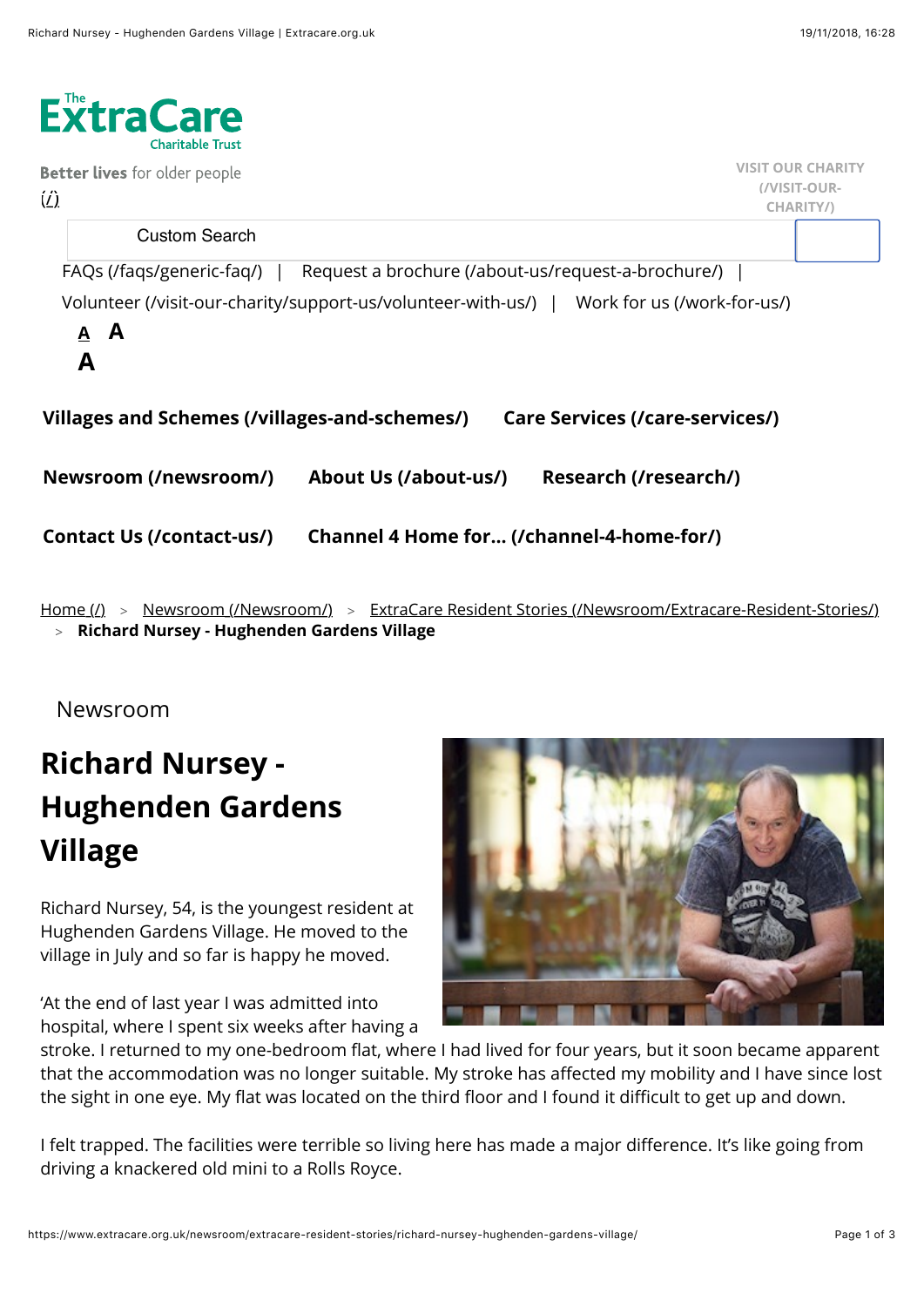The ExtraCare Charitable Trust

**Better lives** for older people
(/)

VISIT OUR CHARITY (/VISIT-OUR-CHARITY/)

Custom Search

FAQs (/faqs/generic-faq/) | Request a brochure (/about-us/request-a-brochure/) | Volunteer (/visit-our-charity/support-us/volunteer-with-us/) | Work for us (/work-for-us/)

A A A

**Villages and Schemes (/villages-and-schemes/)** **Care Services (/care-services/)**

**Newsroom (/newsroom/)** **About Us (/about-us/)** **Research (/research/)**

**Contact Us (/contact-us/)** **Channel 4 Home for... (/channel-4-home-for/)**

Home (/) > Newsroom (/Newsroom/) > ExtraCare Resident Stories (/Newsroom/Extracare-Resident-Stories/) > **Richard Nursey - Hughenden Gardens Village**

Newsroom

# Richard Nursey - Hughenden Gardens Village

Richard Nursey, 54, is the youngest resident at Hughenden Gardens Village. He moved to the village in July and so far is happy he moved.

'At the end of last year I was admitted into hospital, where I spent six weeks after having a stroke. I returned to my one-bedroom flat, where I had lived for four years, but it soon became apparent that the accommodation was no longer suitable. My stroke has affected my mobility and I have since lost the sight in one eye. My flat was located on the third floor and I found it difficult to get up and down.

I felt trapped. The facilities were terrible so living here has made a major difference. It's like going from driving a knackered old mini to a Rolls Royce.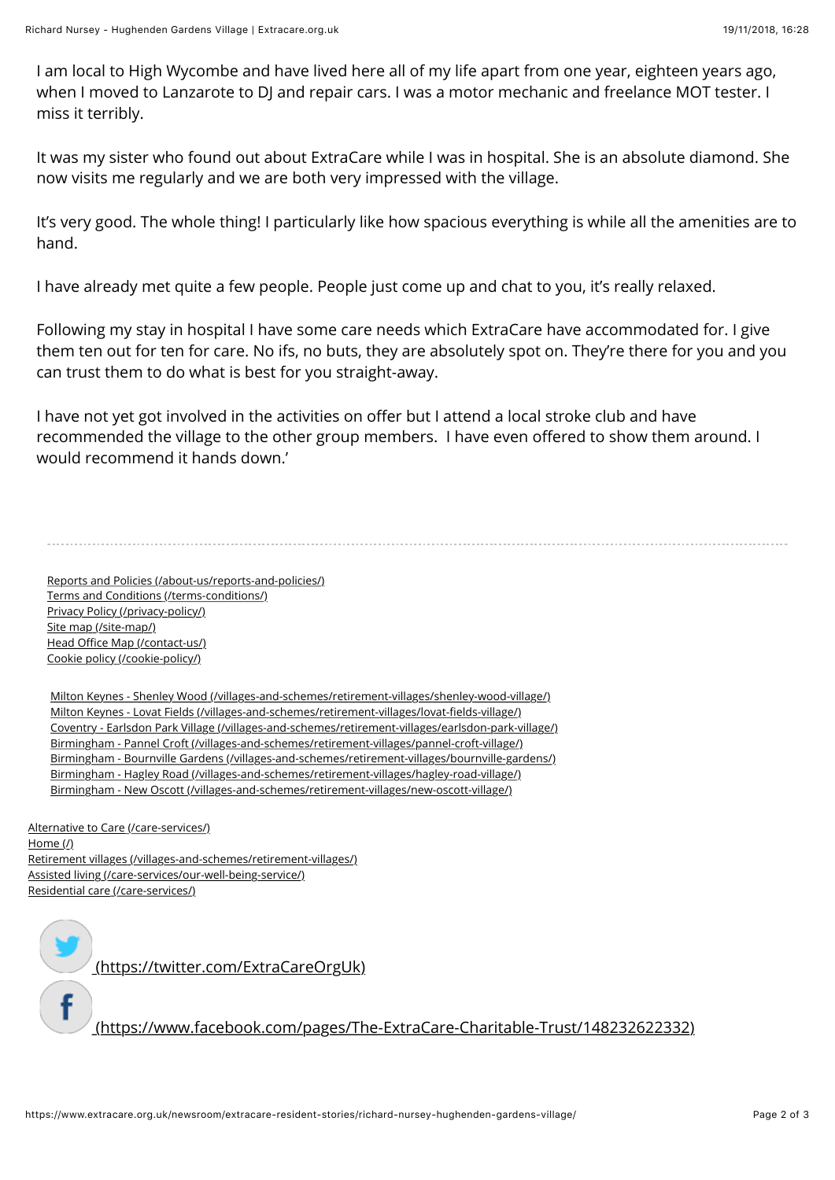I am local to High Wycombe and have lived here all of my life apart from one year, eighteen years ago, when I moved to Lanzarote to DJ and repair cars. I was a motor mechanic and freelance MOT tester. I miss it terribly.

It was my sister who found out about ExtraCare while I was in hospital. She is an absolute diamond. She now visits me regularly and we are both very impressed with the village.

It's very good. The whole thing! I particularly like how spacious everything is while all the amenities are to hand.

I have already met quite a few people. People just come up and chat to you, it's really relaxed.

Following my stay in hospital I have some care needs which ExtraCare have accommodated for. I give them ten out for ten for care. No ifs, no buts, they are absolutely spot on. They're there for you and you can trust them to do what is best for you straight-away.

I have not yet got involved in the activities on offer but I attend a local stroke club and have recommended the village to the other group members. I have even offered to show them around. I would recommend it hands down.'

---

Reports and Policies (/about-us/reports-and-policies/)
Terms and Conditions (/terms-conditions/)
Privacy Policy (/privacy-policy/)
Site map (/site-map/)
Head Office Map (/contact-us/)
Cookie policy (/cookie-policy/)

Milton Keynes - Shenley Wood (/villages-and-schemes/retirement-villages/shenley-wood-village/)
Milton Keynes - Lovat Fields (/villages-and-schemes/retirement-villages/lovat-fields-village/)
Coventry - Earlsdon Park Village (/villages-and-schemes/retirement-villages/earlsdon-park-village/)
Birmingham - Pannel Croft (/villages-and-schemes/retirement-villages/pannel-croft-village/)
Birmingham - Bournville Gardens (/villages-and-schemes/retirement-villages/bournville-gardens/)
Birmingham - Hagley Road (/villages-and-schemes/retirement-villages/hagley-road-village/)
Birmingham - New Oscott (/villages-and-schemes/retirement-villages/new-oscott-village/)

Alternative to Care (/care-services/)
Home (/)
Retirement villages (/villages-and-schemes/retirement-villages/)
Assisted living (/care-services/our-well-being-service/)
Residential care (/care-services/)

(https://twitter.com/ExtraCareOrgUk)

(https://www.facebook.com/pages/The-ExtraCare-Charitable-Trust/148232622332)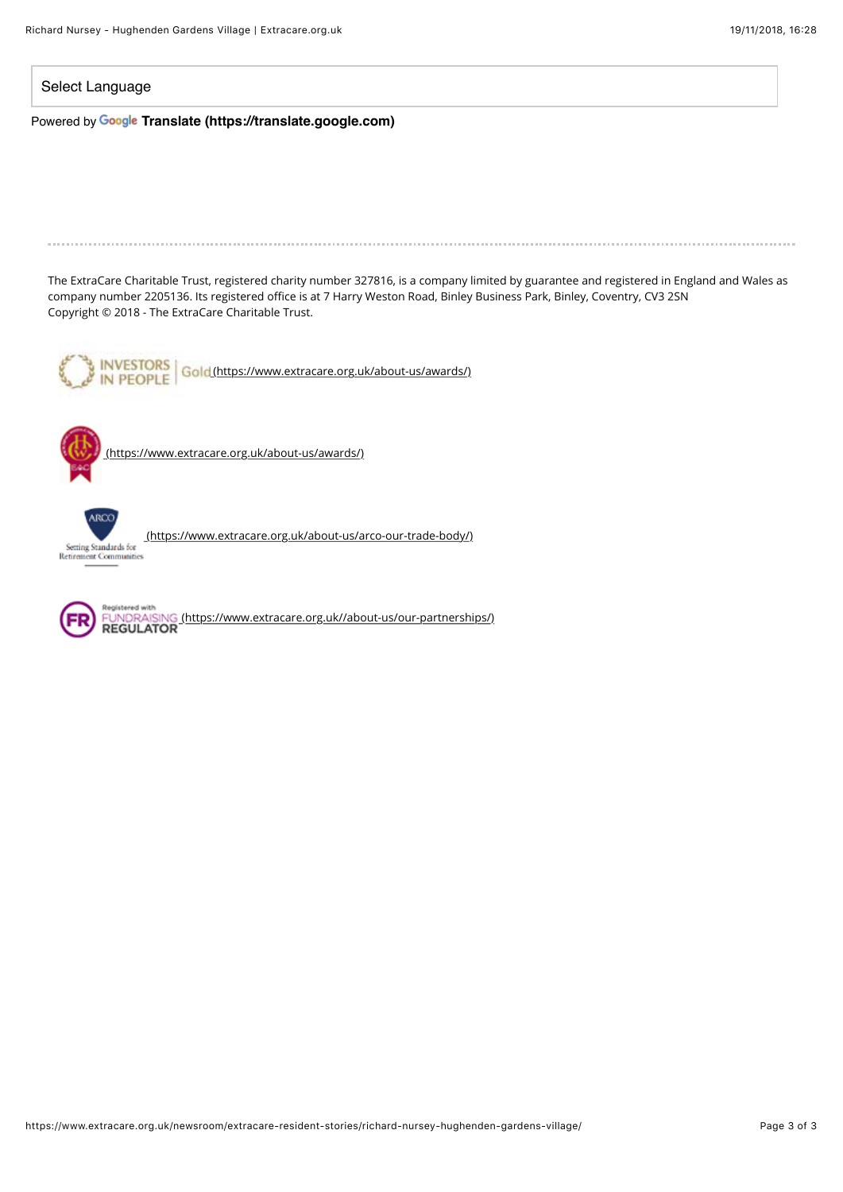Select Language

Powered by Google Translate (https://translate.google.com)

The ExtraCare Charitable Trust, registered charity number 327816, is a company limited by guarantee and registered in England and Wales as company number 2205136. Its registered office is at 7 Harry Weston Road, Binley Business Park, Binley, Coventry, CV3 2SN
Copyright © 2018 - The ExtraCare Charitable Trust.

INVESTORS IN PEOPLE | Gold (https://www.extracare.org.uk/about-us/awards/)

(https://www.extracare.org.uk/about-us/awards/)

ARCO Setting Standards for Retirement Communities (https://www.extracare.org.uk/about-us/arco-our-trade-body/)

Registered with FUNDRAISING REGULATOR (https://www.extracare.org.uk//about-us/our-partnerships/)